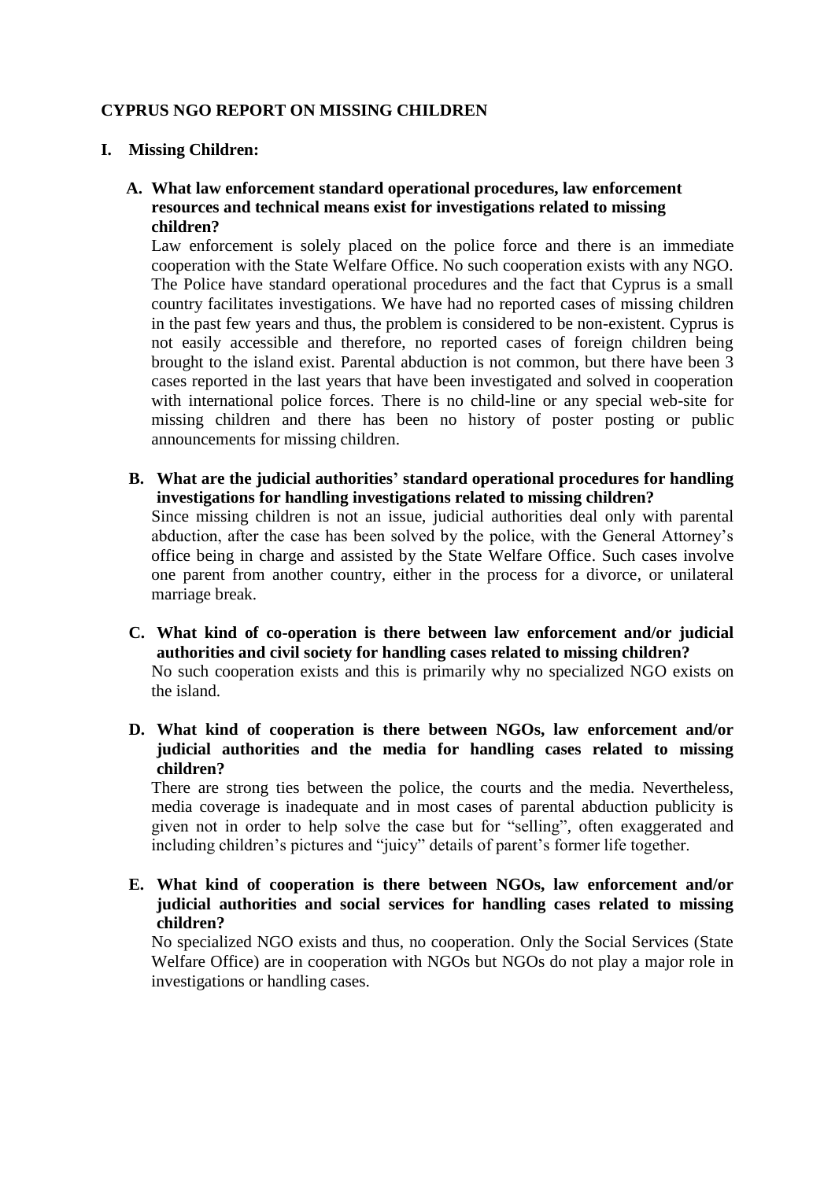# CYPRUS NGO REPORT ON MISSING CHILDREN

## I. Missing Children:

### A. What law enforcement standard operational procedures, law enforcement resources and technical means exist for investigations related to missing children?

Law enforcement is solely placed on the police force and there is an immediate cooperation with the State Welfare Office. No such cooperation exists with any NGO. The Police have standard operational procedures and the fact that Cyprus is a small country facilitates investigations. We have had no reported cases of missing children in the past few years and thus, the problem is considered to be non-existent. Cyprus is not easily accessible and therefore, no reported cases of foreign children being brought to the island exist. Parental abduction is not common, but there have been 3 cases reported in the last years that have been investigated and solved in cooperation with international police forces. There is no child-line or any special web-site for missing children and there has been no history of poster posting or public announcements for missing children.

### B. What are the judicial authorities' standard operational procedures for handling investigations for handling investigations related to missing children?

Since missing children is not an issue, judicial authorities deal only with parental abduction, after the case has been solved by the police, with the General Attorney's office being in charge and assisted by the State Welfare Office. Such cases involve one parent from another country, either in the process for a divorce, or unilateral marriage break.

### C. What kind of co-operation is there between law enforcement and/or judicial authorities and civil society for handling cases related to missing children?

No such cooperation exists and this is primarily why no specialized NGO exists on the island.

### D. What kind of cooperation is there between NGOs, law enforcement and/or judicial authorities and the media for handling cases related to missing children?

There are strong ties between the police, the courts and the media. Nevertheless, media coverage is inadequate and in most cases of parental abduction publicity is given not in order to help solve the case but for "selling", often exaggerated and including children's pictures and "juicy" details of parent's former life together.

### E. What kind of cooperation is there between NGOs, law enforcement and/or judicial authorities and social services for handling cases related to missing children?

No specialized NGO exists and thus, no cooperation. Only the Social Services (State Welfare Office) are in cooperation with NGOs but NGOs do not play a major role in investigations or handling cases.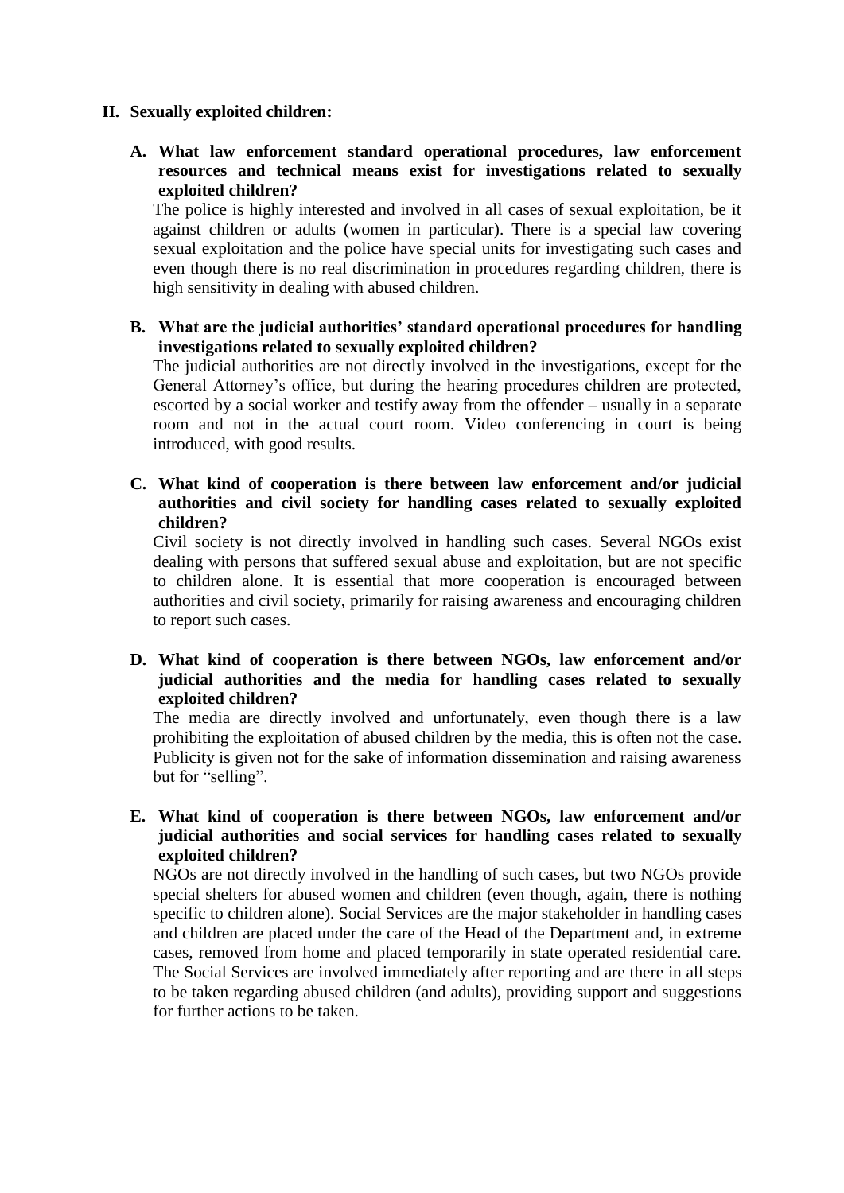## II. Sexually exploited children:

### A. What law enforcement standard operational procedures, law enforcement resources and technical means exist for investigations related to sexually exploited children?

The police is highly interested and involved in all cases of sexual exploitation, be it against children or adults (women in particular). There is a special law covering sexual exploitation and the police have special units for investigating such cases and even though there is no real discrimination in procedures regarding children, there is high sensitivity in dealing with abused children.

### B. What are the judicial authorities' standard operational procedures for handling investigations related to sexually exploited children?

The judicial authorities are not directly involved in the investigations, except for the General Attorney's office, but during the hearing procedures children are protected, escorted by a social worker and testify away from the offender – usually in a separate room and not in the actual court room. Video conferencing in court is being introduced, with good results.

### C. What kind of cooperation is there between law enforcement and/or judicial authorities and civil society for handling cases related to sexually exploited children?

Civil society is not directly involved in handling such cases. Several NGOs exist dealing with persons that suffered sexual abuse and exploitation, but are not specific to children alone. It is essential that more cooperation is encouraged between authorities and civil society, primarily for raising awareness and encouraging children to report such cases.

### D. What kind of cooperation is there between NGOs, law enforcement and/or judicial authorities and the media for handling cases related to sexually exploited children?

The media are directly involved and unfortunately, even though there is a law prohibiting the exploitation of abused children by the media, this is often not the case. Publicity is given not for the sake of information dissemination and raising awareness but for "selling".

### E. What kind of cooperation is there between NGOs, law enforcement and/or judicial authorities and social services for handling cases related to sexually exploited children?

NGOs are not directly involved in the handling of such cases, but two NGOs provide special shelters for abused women and children (even though, again, there is nothing specific to children alone). Social Services are the major stakeholder in handling cases and children are placed under the care of the Head of the Department and, in extreme cases, removed from home and placed temporarily in state operated residential care. The Social Services are involved immediately after reporting and are there in all steps to be taken regarding abused children (and adults), providing support and suggestions for further actions to be taken.